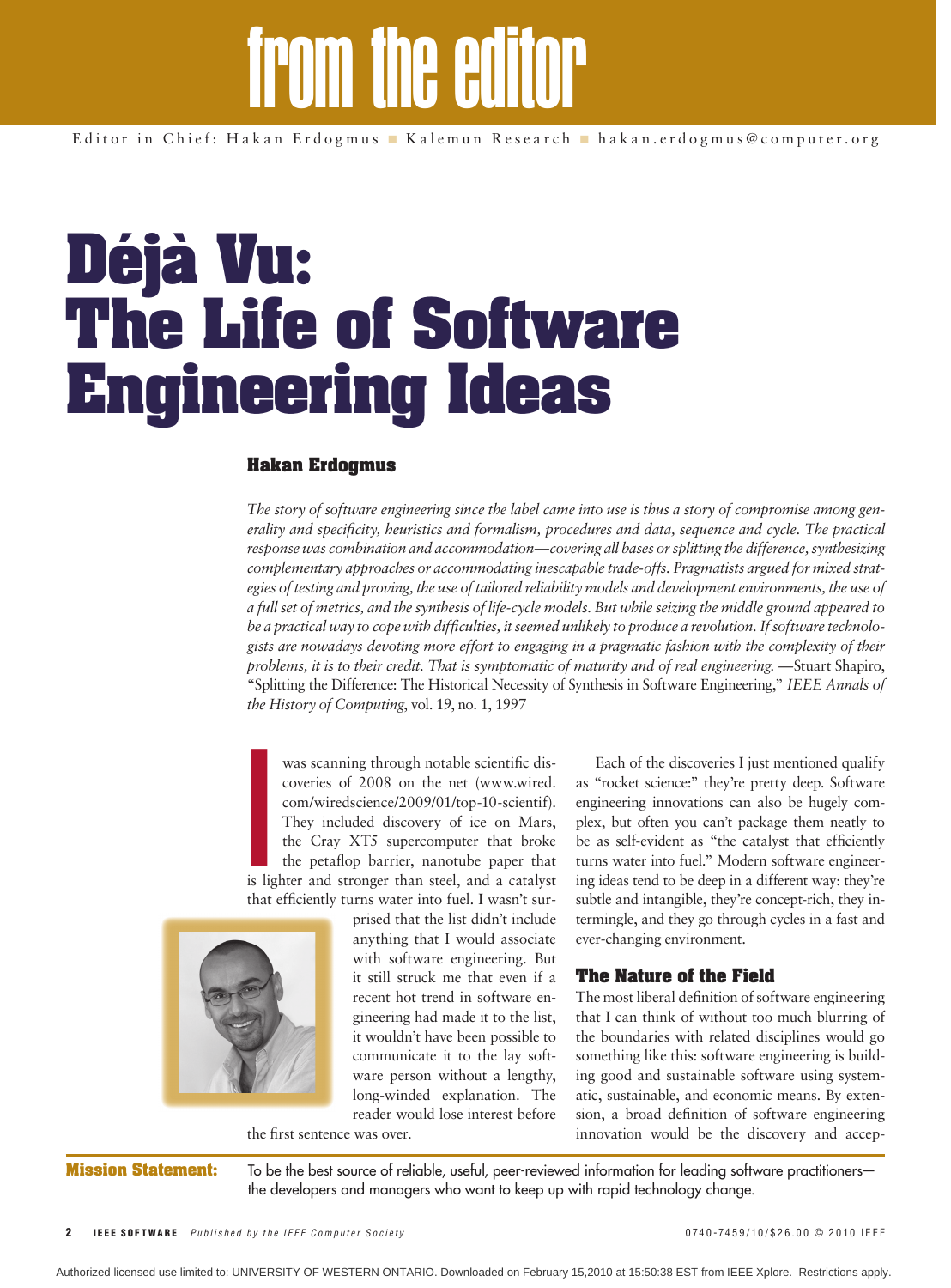# from the editor

Editor in Chief: Hakan Erdogmus ■ Kalemun Research ■ hakan.erdogmus@computer.org

# Déjà Vu: The Life of Software Engineering Ideas

**Hakan Erdogmus**

*The story of software engineering since the label came into use is thus a story of compromise among generality and specificity, heuristics and formalism, procedures and data, sequence and cycle. The practical response was combination and accommodation—covering all bases or splitting the difference, synthesizing complementary approaches or accommodating inescapable trade-offs. Pragmatists argued for mixed strategies of testing and proving, the use of tailored reliability models and development environments, the use of a full set of metrics, and the synthesis of life-cycle models. But while seizing the middle ground appeared to be a practical way to cope with difficulties, it seemed unlikely to produce a revolution. If software technologists are nowadays devoting more effort to engaging in a pragmatic fashion with the complexity of their problems, it is to their credit. That is symptomatic of maturity and of real engineering.* —Stuart Shapiro, "Splitting the Difference: The Historical Necessity of Synthesis in Software Engineering," *IEEE Annals of the History of Computing*, vol. 19, no. 1, 1997

I was scanning through notable scientific discoveries of 2008 on the net (www.wired.com/wiredscience/2009/01/top-10-scientif). They included discovery of ice on Mars, the Cray XT5 supercomputer that broke the petaflop barrier, nanotube paper that is lighter and stronger than steel, and a catalyst that efficiently turns water into fuel. I wasn't surprised that the list didn't include anything that I would associate with software engineering. But it still struck me that even if a recent hot trend in software engineering had made it to the list, it wouldn't have been possible to communicate it to the lay software person without a lengthy, long-winded explanation. The reader would lose interest before the first sentence was over.

Each of the discoveries I just mentioned qualify as "rocket science:" they're pretty deep. Software engineering innovations can also be hugely complex, but often you can't package them neatly to be as self-evident as "the catalyst that efficiently turns water into fuel." Modern software engineering ideas tend to be deep in a different way: they're subtle and intangible, they're concept-rich, they intermingle, and they go through cycles in a fast and ever-changing environment.

## The Nature of the Field

The most liberal definition of software engineering that I can think of without too much blurring of the boundaries with related disciplines would go something like this: software engineering is building good and sustainable software using systematic, sustainable, and economic means. By extension, a broad definition of software engineering innovation would be the discovery and accep-

**Mission Statement:** To be the best source of reliable, useful, peer-reviewed information for leading software practitioners—the developers and managers who want to keep up with rapid technology change.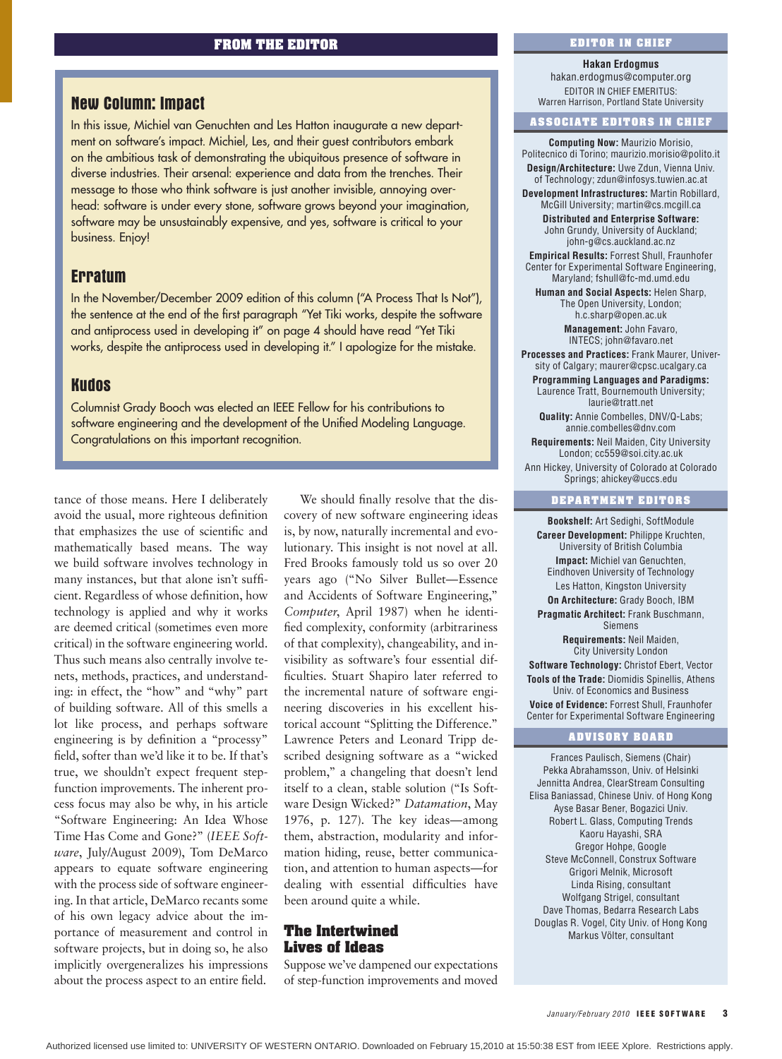## FROM THE EDITOR

### New Column: Impact

In this issue, Michiel van Genuchten and Les Hatton inaugurate a new department on software's impact. Michiel, Les, and their guest contributors embark on the ambitious task of demonstrating the ubiquitous presence of software in diverse industries. Their arsenal: experience and data from the trenches. Their message to those who think software is just another invisible, annoying overhead: software is under every stone, software grows beyond your imagination, software may be unsustainably expensive, and yes, software is critical to your business. Enjoy!

### Erratum

In the November/December 2009 edition of this column ("A Process That Is Not"), the sentence at the end of the first paragraph "Yet Tiki works, despite the software and antiprocess used in developing it" on page 4 should have read "Yet Tiki works, despite the antiprocess used in developing it." I apologize for the mistake.

### Kudos

Columnist Grady Booch was elected an IEEE Fellow for his contributions to software engineering and the development of the Unified Modeling Language. Congratulations on this important recognition.

tance of those means. Here I deliberately avoid the usual, more righteous definition that emphasizes the use of scientific and mathematically based means. The way we build software involves technology in many instances, but that alone isn't sufficient. Regardless of whose definition, how technology is applied and why it works are deemed critical (sometimes even more critical) in the software engineering world. Thus such means also centrally involve tenets, methods, practices, and understanding: in effect, the "how" and "why" part of building software. All of this smells a lot like process, and perhaps software engineering is by definition a "processy" field, softer than we'd like it to be. If that's true, we shouldn't expect frequent step-function improvements. The inherent process focus may also be why, in his article "Software Engineering: An Idea Whose Time Has Come and Gone?" (*IEEE Software*, July/August 2009), Tom DeMarco appears to equate software engineering with the process side of software engineering. In that article, DeMarco recants some of his own legacy advice about the importance of measurement and control in software projects, but in doing so, he also implicitly overgeneralizes his impressions about the process aspect to an entire field.

We should finally resolve that the discovery of new software engineering ideas is, by now, naturally incremental and evolutionary. This insight is not novel at all. Fred Brooks famously told us so over 20 years ago ("No Silver Bullet—Essence and Accidents of Software Engineering," *Computer*, April 1987) when he identified complexity, conformity (arbitrariness of that complexity), changeability, and invisibility as software's four essential difficulties. Stuart Shapiro later referred to the incremental nature of software engineering discoveries in his excellent historical account "Splitting the Difference." Lawrence Peters and Leonard Tripp described designing software as a "wicked problem," a changeling that doesn't lend itself to a clean, stable solution ("Is Software Design Wicked?" *Datamation*, May 1976, p. 127). The key ideas—among them, abstraction, modularity and information hiding, reuse, better communication, and attention to human aspects—for dealing with essential difficulties have been around quite a while.

## The Intertwined Lives of Ideas

Suppose we've dampened our expectations of step-function improvements and moved

---

**EDITOR IN CHIEF**

**Hakan Erdogmus**
hakan.erdogmus@computer.org
EDITOR IN CHIEF EMERITUS:
Warren Harrison, Portland State University

**ASSOCIATE EDITORS IN CHIEF**

**Computing Now:** Maurizio Morisio, Politecnico di Torino; maurizio.morisio@polito.it
**Design/Architecture:** Uwe Zdun, Vienna Univ. of Technology; zdun@infosys.tuwien.ac.at
**Development Infrastructures:** Martin Robillard, McGill University; martin@cs.mcgill.ca
**Distributed and Enterprise Software:** John Grundy, University of Auckland; john-g@cs.auckland.ac.nz
**Empirical Results:** Forrest Shull, Fraunhofer Center for Experimental Software Engineering, Maryland; fshull@fc-md.umd.edu
**Human and Social Aspects:** Helen Sharp, The Open University, London; h.c.sharp@open.ac.uk
**Management:** John Favaro, INTECS; john@favaro.net
**Processes and Practices:** Frank Maurer, University of Calgary; maurer@cpsc.ucalgary.ca
**Programming Languages and Paradigms:** Laurence Tratt, Bournemouth University; laurie@tratt.net
**Quality:** Annie Combelles, DNV/Q-Labs; annie.combelles@dnv.com
**Requirements:** Neil Maiden, City University London; cc559@soi.city.ac.uk
Ann Hickey, University of Colorado at Colorado Springs; ahickey@uccs.edu

**DEPARTMENT EDITORS**

**Bookshelf:** Art Sedighi, SoftModule
**Career Development:** Philippe Kruchten, University of British Columbia
**Impact:** Michiel van Genuchten, Eindhoven University of Technology
Les Hatton, Kingston University
**On Architecture:** Grady Booch, IBM
**Pragmatic Architect:** Frank Buschmann, Siemens
**Requirements:** Neil Maiden, City University London
**Software Technology:** Christof Ebert, Vector
**Tools of the Trade:** Diomidis Spinellis, Athens Univ. of Economics and Business
**Voice of Evidence:** Forrest Shull, Fraunhofer Center for Experimental Software Engineering

**ADVISORY BOARD**

Frances Paulisch, Siemens (Chair)
Pekka Abrahamsson, Univ. of Helsinki
Jennitta Andrea, ClearStream Consulting
Elisa Baniassad, Chinese Univ. of Hong Kong
Ayse Basar Bener, Bogazici Univ.
Robert L. Glass, Computing Trends
Kaoru Hayashi, SRA
Gregor Hohpe, Google
Steve McConnell, Construx Software
Grigori Melnik, Microsoft
Linda Rising, consultant
Wolfgang Strigel, consultant
Dave Thomas, Bedarra Research Labs
Douglas R. Vogel, City Univ. of Hong Kong
Markus Völter, consultant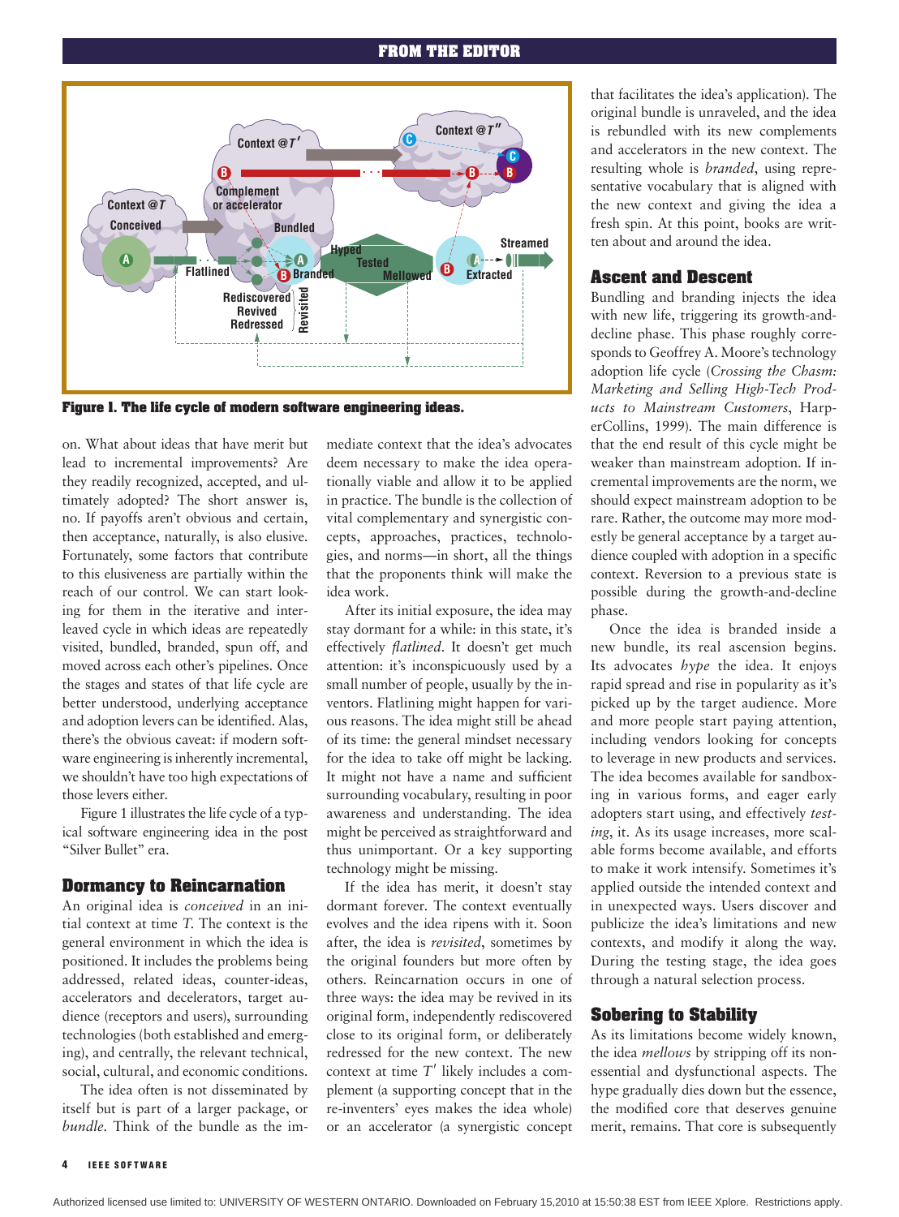Context @$T$

Conceived

Context @$T'$

Complement or accelerator

Bundled

Flatlined

Branded

Rediscovered

Revived

Redressed

Revisited

Hyped

Tested

Mellowed

Context @$T''$

Streamed

Extracted

**Figure 1. The life cycle of modern software engineering ideas.**

on. What about ideas that have merit but lead to incremental improvements? Are they readily recognized, accepted, and ultimately adopted? The short answer is, no. If payoffs aren't obvious and certain, then acceptance, naturally, is also elusive. Fortunately, some factors that contribute to this elusiveness are partially within the reach of our control. We can start looking for them in the iterative and interleaved cycle in which ideas are repeatedly visited, bundled, branded, spun off, and moved across each other's pipelines. Once the stages and states of that life cycle are better understood, underlying acceptance and adoption levers can be identified. Alas, there's the obvious caveat: if modern software engineering is inherently incremental, we shouldn't have too high expectations of those levers either.

Figure 1 illustrates the life cycle of a typical software engineering idea in the post "Silver Bullet" era.

## Dormancy to Reincarnation

An original idea is *conceived* in an initial context at time $T$. The context is the general environment in which the idea is positioned. It includes the problems being addressed, related ideas, counter-ideas, accelerators and decelerators, target audience (receptors and users), surrounding technologies (both established and emerging), and centrally, the relevant technical, social, cultural, and economic conditions.

The idea often is not disseminated by itself but is part of a larger package, or *bundle*. Think of the bundle as the immediate context that the idea's advocates deem necessary to make the idea operationally viable and allow it to be applied in practice. The bundle is the collection of vital complementary and synergistic concepts, approaches, practices, technologies, and norms—in short, all the things that the proponents think will make the idea work.

After its initial exposure, the idea may stay dormant for a while: in this state, it's effectively *flatlined*. It doesn't get much attention: it's inconspicuously used by a small number of people, usually by the inventors. Flatlining might happen for various reasons. The idea might still be ahead of its time: the general mindset necessary for the idea to take off might be lacking. It might not have a name and sufficient surrounding vocabulary, resulting in poor awareness and understanding. The idea might be perceived as straightforward and thus unimportant. Or a key supporting technology might be missing.

If the idea has merit, it doesn't stay dormant forever. The context eventually evolves and the idea ripens with it. Soon after, the idea is *revisited*, sometimes by the original founders but more often by others. Reincarnation occurs in one of three ways: the idea may be revived in its original form, independently rediscovered close to its original form, or deliberately redressed for the new context. The new context at time $T'$ likely includes a complement (a supporting concept that in the re-inventers' eyes makes the idea whole) or an accelerator (a synergistic concept that facilitates the idea's application). The original bundle is unraveled, and the idea is rebundled with its new complements and accelerators in the new context. The resulting whole is *branded*, using representative vocabulary that is aligned with the new context and giving the idea a fresh spin. At this point, books are written about and around the idea.

## Ascent and Descent

Bundling and branding injects the idea with new life, triggering its growth-and-decline phase. This phase roughly corresponds to Geoffrey A. Moore's technology adoption life cycle (*Crossing the Chasm: Marketing and Selling High-Tech Products to Mainstream Customers*, HarperCollins, 1999). The main difference is that the end result of this cycle might be weaker than mainstream adoption. If incremental improvements are the norm, we should expect mainstream adoption to be rare. Rather, the outcome may more modestly be general acceptance by a target audience coupled with adoption in a specific context. Reversion to a previous state is possible during the growth-and-decline phase.

Once the idea is branded inside a new bundle, its real ascension begins. Its advocates *hype* the idea. It enjoys rapid spread and rise in popularity as it's picked up by the target audience. More and more people start paying attention, including vendors looking for concepts to leverage in new products and services. The idea becomes available for sandboxing in various forms, and eager early adopters start using, and effectively *testing*, it. As its usage increases, more scalable forms become available, and efforts to make it work intensify. Sometimes it's applied outside the intended context and in unexpected ways. Users discover and publicize the idea's limitations and new contexts, and modify it along the way. During the testing stage, the idea goes through a natural selection process.

## Sobering to Stability

As its limitations become widely known, the idea *mellows* by stripping off its nonessential and dysfunctional aspects. The hype gradually dies down but the essence, the modified core that deserves genuine merit, remains. That core is subsequently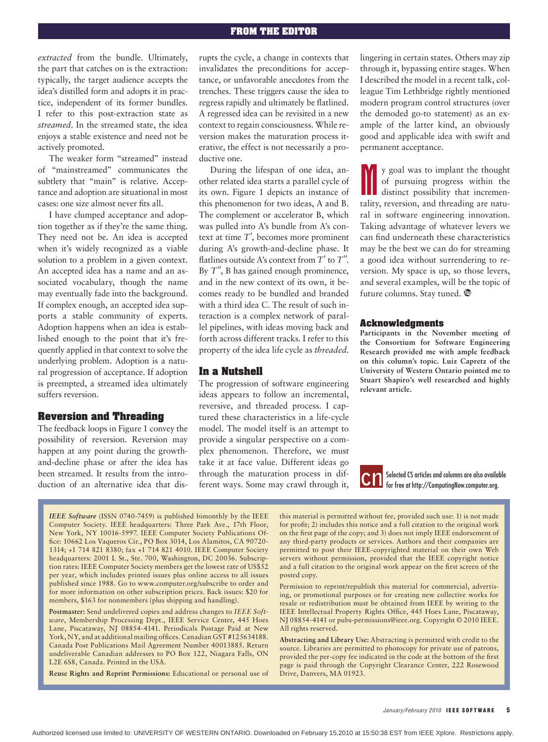*extracted* from the bundle. Ultimately, the part that catches on is the extraction: typically, the target audience accepts the idea's distilled form and adopts it in practice, independent of its former bundles. I refer to this post-extraction state as *streamed*. In the streamed state, the idea enjoys a stable existence and need not be actively promoted.

The weaker form "streamed" instead of "mainstreamed" communicates the subtlety that "main" is relative. Acceptance and adoption are situational in most cases: one size almost never fits all.

I have clumped acceptance and adoption together as if they're the same thing. They need not be. An idea is accepted when it's widely recognized as a viable solution to a problem in a given context. An accepted idea has a name and an associated vocabulary, though the name may eventually fade into the background. If complex enough, an accepted idea supports a stable community of experts. Adoption happens when an idea is established enough to the point that it's frequently applied in that context to solve the underlying problem. Adoption is a natural progression of acceptance. If adoption is preempted, a streamed idea ultimately suffers reversion.

## Reversion and Threading

The feedback loops in Figure 1 convey the possibility of reversion. Reversion may happen at any point during the growth-and-decline phase or after the idea has been streamed. It results from the introduction of an alternative idea that disrupts the cycle, a change in contexts that invalidates the preconditions for acceptance, or unfavorable anecdotes from the trenches. These triggers cause the idea to regress rapidly and ultimately be flatlined. A regressed idea can be revisited in a new context to regain consciousness. While reversion makes the maturation process iterative, the effect is not necessarily a productive one.

During the lifespan of one idea, another related idea starts a parallel cycle of its own. Figure 1 depicts an instance of this phenomenon for two ideas, A and B. The complement or accelerator B, which was pulled into A's bundle from A's context at time $T'$, becomes more prominent during A's growth-and-decline phase. It flatlines outside A's context from $T'$ to $T''$. By $T''$, B has gained enough prominence, and in the new context of its own, it becomes ready to be bundled and branded with a third idea C. The result of such interaction is a complex network of parallel pipelines, with ideas moving back and forth across different tracks. I refer to this property of the idea life cycle as *threaded*.

## In a Nutshell

The progression of software engineering ideas appears to follow an incremental, reversive, and threaded process. I captured these characteristics in a life-cycle model. The model itself is an attempt to provide a singular perspective on a complex phenomenon. Therefore, we must take it at face value. Different ideas go through the maturation process in different ways. Some may crawl through it, lingering in certain states. Others may zip through it, bypassing entire stages. When I described the model in a recent talk, colleague Tim Lethbridge rightly mentioned modern program control structures (over the demoded go-to statement) as an example of the latter kind, an obviously good and applicable idea with swift and permanent acceptance.

My goal was to implant the thought of pursuing progress within the distinct possibility that incrementality, reversion, and threading are natural in software engineering innovation. Taking advantage of whatever levers we can find underneath these characteristics may be the best we can do for streaming a good idea without surrendering to reversion. My space is up, so those levers, and several examples, will be the topic of future columns. Stay tuned.

## Acknowledgments

**Participants in the November meeting of the Consortium for Software Engineering Research provided me with ample feedback on this column's topic. Luiz Capretz of the University of Western Ontario pointed me to Stuart Shapiro's well researched and highly relevant article.**

Selected CS articles and columns are also available for free at http://ComputingNow.computer.org.

*IEEE Software* (ISSN 0740-7459) is published bimonthly by the IEEE Computer Society. IEEE headquarters: Three Park Ave., 17th Floor, New York, NY 10016-5997. IEEE Computer Society Publications Office: 10662 Los Vaqueros Cir., PO Box 3014, Los Alamitos, CA 90720-1314; +1 714 821 8380; fax +1 714 821 4010. IEEE Computer Society headquarters: 2001 L St., Ste. 700, Washington, DC 20036. Subscription rates: IEEE Computer Society members get the lowest rate of US$52 per year, which includes printed issues plus online access to all issues published since 1988. Go to www.computer.org/subscribe to order and for more information on other subscription prices. Back issues: $20 for members, $163 for nonmembers (plus shipping and handling).

**Postmaster:** Send undelivered copies and address changes to *IEEE Software*, Membership Processing Dept., IEEE Service Center, 445 Hoes Lane, Piscataway, NJ 08854-4141. Periodicals Postage Paid at New York, NY, and at additional mailing offices. Canadian GST #125634188. Canada Post Publications Mail Agreement Number 40013885. Return undeliverable Canadian addresses to PO Box 122, Niagara Falls, ON L2E 6S8, Canada. Printed in the USA.

**Reuse Rights and Reprint Permissions:** Educational or personal use of this material is permitted without fee, provided such use: 1) is not made for profit; 2) includes this notice and a full citation to the original work on the first page of the copy; and 3) does not imply IEEE endorsement of any third-party products or services. Authors and their companies are permitted to post their IEEE-copyrighted material on their own Web servers without permission, provided that the IEEE copyright notice and a full citation to the original work appear on the first screen of the posted copy.

Permission to reprint/republish this material for commercial, advertising, or promotional purposes or for creating new collective works for resale or redistribution must be obtained from IEEE by writing to the IEEE Intellectual Property Rights Office, 445 Hoes Lane, Piscataway, NJ 08854-4141 or pubs-permissions@ieee.org. Copyright © 2010 IEEE. All rights reserved.

**Abstracting and Library Use:** Abstracting is permitted with credit to the source. Libraries are permitted to photocopy for private use of patrons, provided the per-copy fee indicated in the code at the bottom of the first page is paid through the Copyright Clearance Center, 222 Rosewood Drive, Danvers, MA 01923.